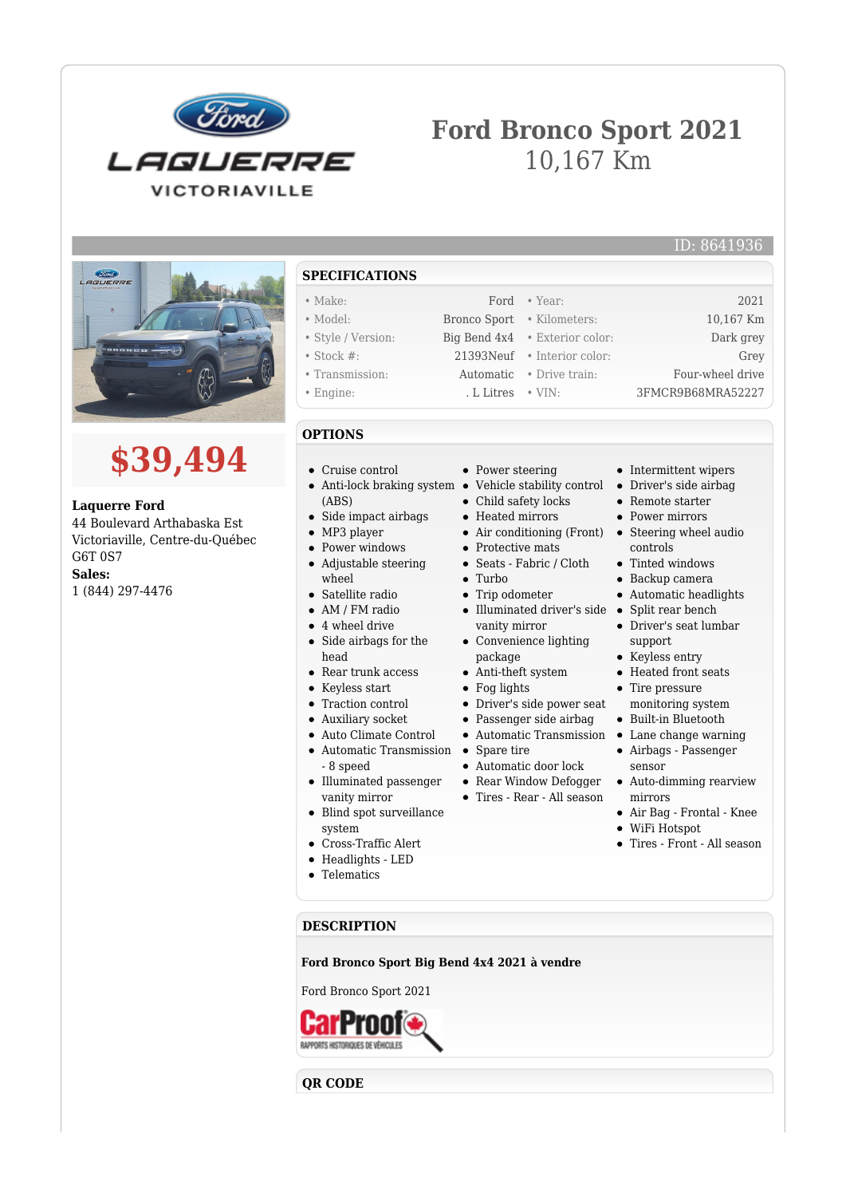# Ford Bronco Sport 2021

10,167 Km

ID: 8641936

**$39,494**

**Laquerre Ford**
44 Boulevard Arthabaska Est
Victoriaville, Centre-du-Québec
G6T 0S7
**Sales:**
1 (844) 297-4476

## SPECIFICATIONS

| | | | |
|---|---|---|---|
| • Make: | Ford | • Year: | 2021 |
| • Model: | Bronco Sport | • Kilometers: | 10,167 Km |
| • Style / Version: | Big Bend 4x4 | • Exterior color: | Dark grey |
| • Stock #: | 21393Neuf | • Interior color: | Grey |
| • Transmission: | Automatic | • Drive train: | Four-wheel drive |
| • Engine: | . L Litres | • VIN: | 3FMCR9B68MRA52227 |

## OPTIONS

- Cruise control
- Anti-lock braking system (ABS)
- Side impact airbags
- MP3 player
- Power windows
- Adjustable steering wheel
- Satellite radio
- AM / FM radio
- 4 wheel drive
- Side airbags for the head
- Rear trunk access
- Keyless start
- Traction control
- Auxiliary socket
- Auto Climate Control
- Automatic Transmission - 8 speed
- Illuminated passenger vanity mirror
- Blind spot surveillance system
- Cross-Traffic Alert
- Headlights - LED
- Telematics
- Power steering
- Vehicle stability control
- Child safety locks
- Heated mirrors
- Air conditioning (Front)
- Protective mats
- Seats - Fabric / Cloth
- Turbo
- Trip odometer
- Illuminated driver's side vanity mirror
- Convenience lighting package
- Anti-theft system
- Fog lights
- Driver's side power seat
- Passenger side airbag
- Automatic Transmission
- Spare tire
- Automatic door lock
- Rear Window Defogger
- Tires - Rear - All season
- Intermittent wipers
- Driver's side airbag
- Remote starter
- Power mirrors
- Steering wheel audio controls
- Tinted windows
- Backup camera
- Automatic headlights
- Split rear bench
- Driver's seat lumbar support
- Keyless entry
- Heated front seats
- Tire pressure monitoring system
- Built-in Bluetooth
- Lane change warning
- Airbags - Passenger sensor
- Auto-dimming rearview mirrors
- Air Bag - Frontal - Knee
- WiFi Hotspot
- Tires - Front - All season

## DESCRIPTION

**Ford Bronco Sport Big Bend 4x4 2021 à vendre**

Ford Bronco Sport 2021

CarProof RAPPORTS HISTORIQUES DE VÉHICULES

## QR CODE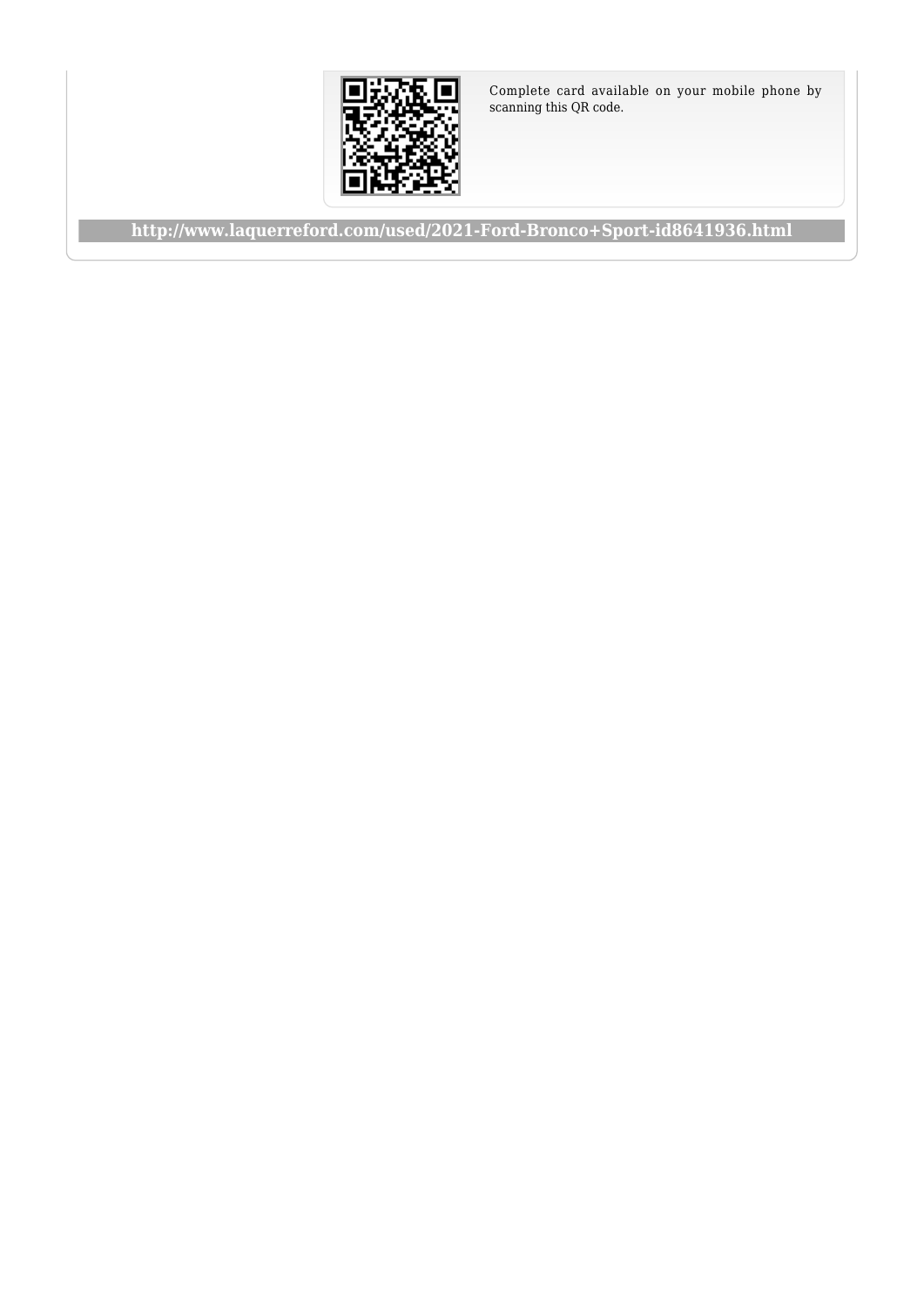Complete card available on your mobile phone by scanning this QR code.

**http://www.laquerreford.com/used/2021-Ford-Bronco+Sport-id8641936.html**